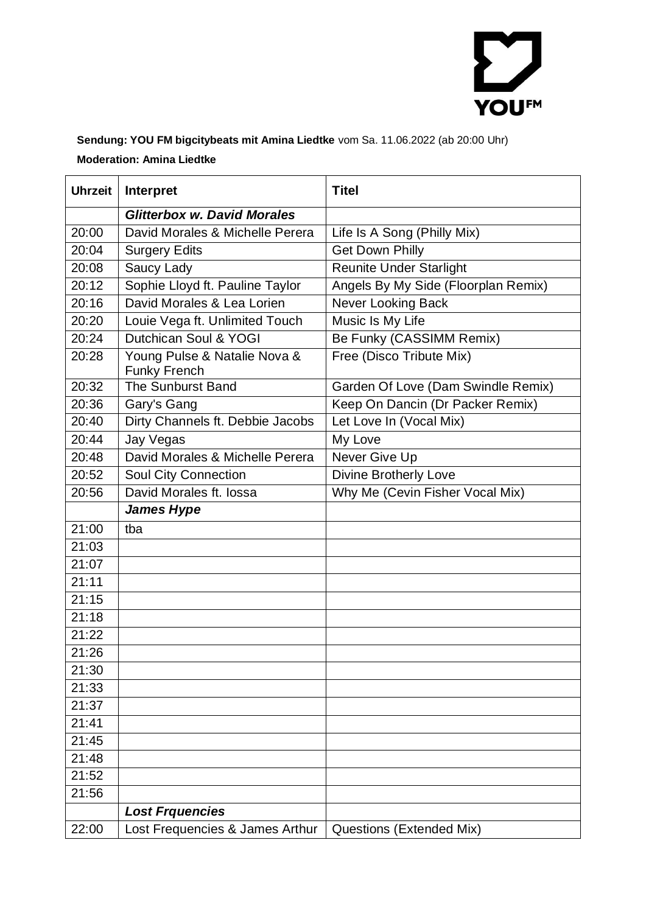**Sendung: YOU FM bigcitybeats mit Amina Liedtke** vom Sa. 11.06.2022 (ab 20:00 Uhr)

**Moderation: Amina Liedtke**

| Uhrzeit | Interpret | Titel |
|---|---|---|
| | ***Glitterbox w. David Morales*** | |
| 20:00 | David Morales & Michelle Perera | Life Is A Song (Philly Mix) |
| 20:04 | Surgery Edits | Get Down Philly |
| 20:08 | Saucy Lady | Reunite Under Starlight |
| 20:12 | Sophie Lloyd ft. Pauline Taylor | Angels By My Side (Floorplan Remix) |
| 20:16 | David Morales & Lea Lorien | Never Looking Back |
| 20:20 | Louie Vega ft. Unlimited Touch | Music Is My Life |
| 20:24 | Dutchican Soul & YOGI | Be Funky (CASSIMM Remix) |
| 20:28 | Young Pulse & Natalie Nova & Funky French | Free (Disco Tribute Mix) |
| 20:32 | The Sunburst Band | Garden Of Love (Dam Swindle Remix) |
| 20:36 | Gary's Gang | Keep On Dancin (Dr Packer Remix) |
| 20:40 | Dirty Channels ft. Debbie Jacobs | Let Love In (Vocal Mix) |
| 20:44 | Jay Vegas | My Love |
| 20:48 | David Morales & Michelle Perera | Never Give Up |
| 20:52 | Soul City Connection | Divine Brotherly Love |
| 20:56 | David Morales ft. Iossa | Why Me (Cevin Fisher Vocal Mix) |
| | ***James Hype*** | |
| 21:00 | tba | |
| 21:03 | | |
| 21:07 | | |
| 21:11 | | |
| 21:15 | | |
| 21:18 | | |
| 21:22 | | |
| 21:26 | | |
| 21:30 | | |
| 21:33 | | |
| 21:37 | | |
| 21:41 | | |
| 21:45 | | |
| 21:48 | | |
| 21:52 | | |
| 21:56 | | |
| | ***Lost Frquencies*** | |
| 22:00 | Lost Frequencies & James Arthur | Questions (Extended Mix) |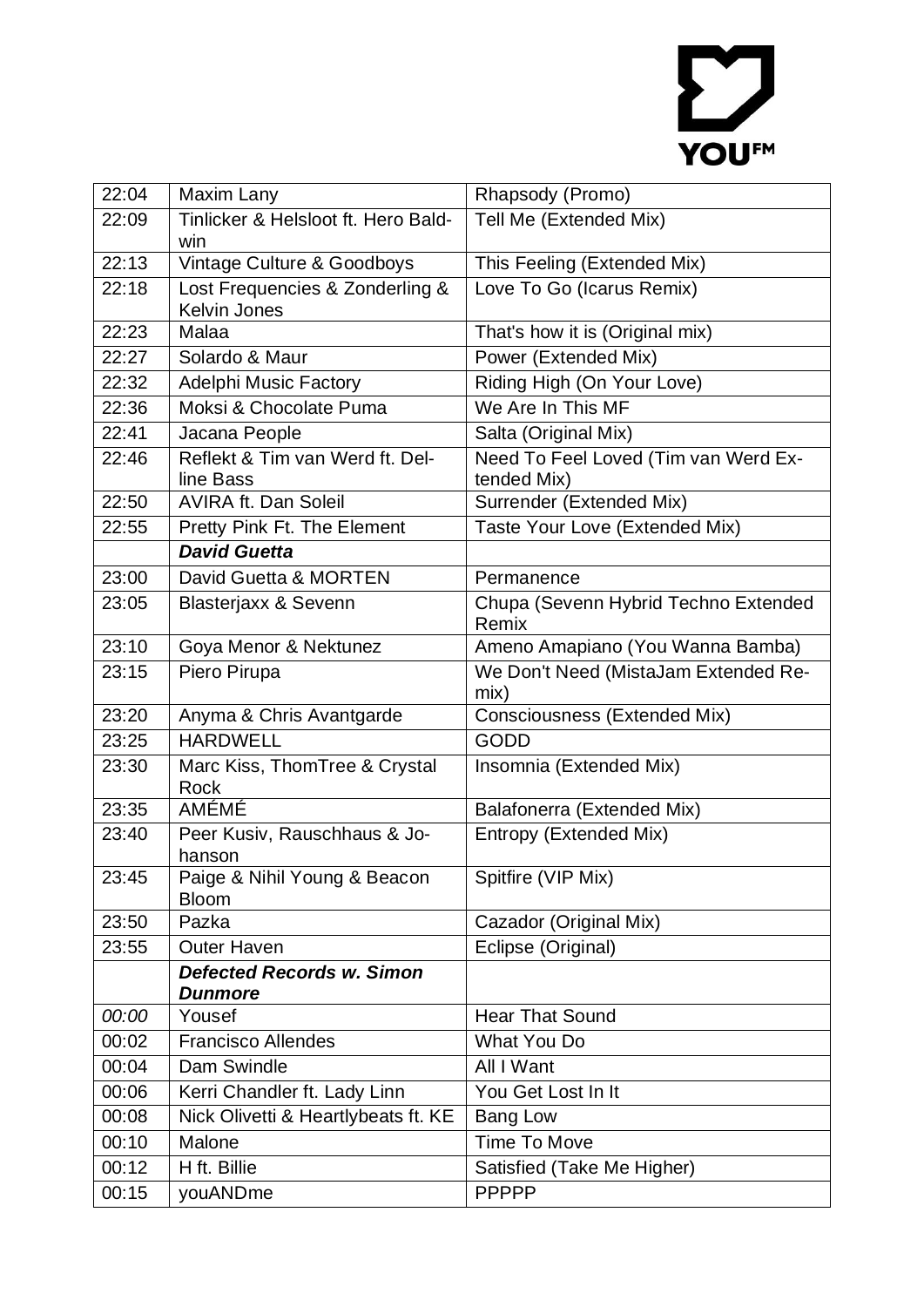| 22:04 | Maxim Lany | Rhapsody (Promo) |
|---|---|---|
| 22:09 | Tinlicker & Helsloot ft. Hero Baldwin | Tell Me (Extended Mix) |
| 22:13 | Vintage Culture & Goodboys | This Feeling (Extended Mix) |
| 22:18 | Lost Frequencies & Zonderling & Kelvin Jones | Love To Go (Icarus Remix) |
| 22:23 | Malaa | That's how it is (Original mix) |
| 22:27 | Solardo & Maur | Power (Extended Mix) |
| 22:32 | Adelphi Music Factory | Riding High (On Your Love) |
| 22:36 | Moksi & Chocolate Puma | We Are In This MF |
| 22:41 | Jacana People | Salta (Original Mix) |
| 22:46 | Reflekt & Tim van Werd ft. Delline Bass | Need To Feel Loved (Tim van Werd Extended Mix) |
| 22:50 | AVIRA ft. Dan Soleil | Surrender (Extended Mix) |
| 22:55 | Pretty Pink Ft. The Element | Taste Your Love (Extended Mix) |
| | ***David Guetta*** | |
| 23:00 | David Guetta & MORTEN | Permanence |
| 23:05 | Blasterjaxx & Sevenn | Chupa (Sevenn Hybrid Techno Extended Remix |
| 23:10 | Goya Menor & Nektunez | Ameno Amapiano (You Wanna Bamba) |
| 23:15 | Piero Pirupa | We Don't Need (MistaJam Extended Remix) |
| 23:20 | Anyma & Chris Avantgarde | Consciousness (Extended Mix) |
| 23:25 | HARDWELL | GODD |
| 23:30 | Marc Kiss, ThomTree & Crystal Rock | Insomnia (Extended Mix) |
| 23:35 | AMÉMÉ | Balafonerra (Extended Mix) |
| 23:40 | Peer Kusiv, Rauschhaus & Johanson | Entropy (Extended Mix) |
| 23:45 | Paige & Nihil Young & Beacon Bloom | Spitfire (VIP Mix) |
| 23:50 | Pazka | Cazador (Original Mix) |
| 23:55 | Outer Haven | Eclipse (Original) |
| | ***Defected Records w. Simon Dunmore*** | |
| *00:00* | Yousef | Hear That Sound |
| 00:02 | Francisco Allendes | What You Do |
| 00:04 | Dam Swindle | All I Want |
| 00:06 | Kerri Chandler ft. Lady Linn | You Get Lost In It |
| 00:08 | Nick Olivetti & Heartlybeats ft. KE | Bang Low |
| 00:10 | Malone | Time To Move |
| 00:12 | H ft. Billie | Satisfied (Take Me Higher) |
| 00:15 | youANDme | PPPPP |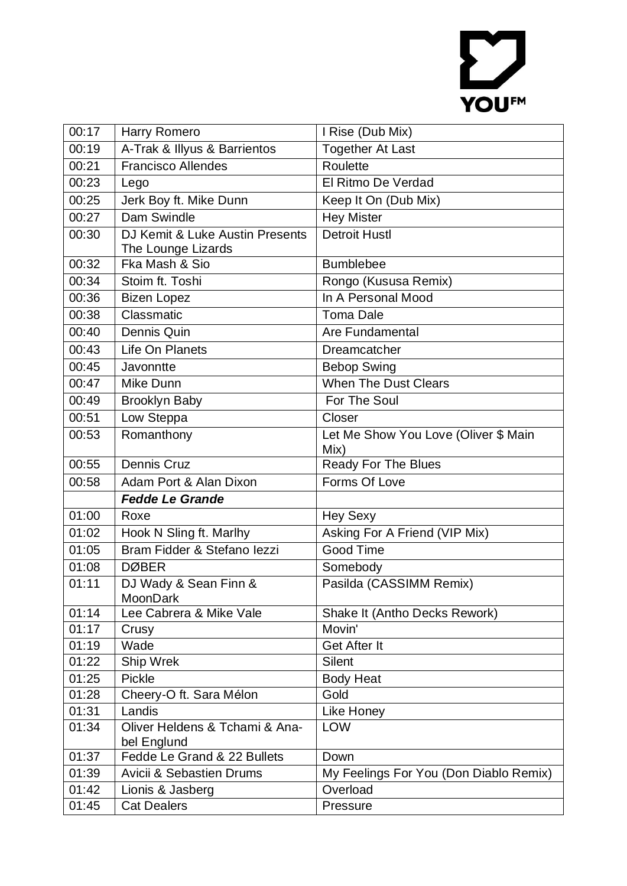| 00:17 | Harry Romero | I Rise (Dub Mix) |
|---|---|---|
| 00:19 | A-Trak & Illyus & Barrientos | Together At Last |
| 00:21 | Francisco Allendes | Roulette |
| 00:23 | Lego | El Ritmo De Verdad |
| 00:25 | Jerk Boy ft. Mike Dunn | Keep It On (Dub Mix) |
| 00:27 | Dam Swindle | Hey Mister |
| 00:30 | DJ Kemit & Luke Austin Presents The Lounge Lizards | Detroit Hustl |
| 00:32 | Fka Mash & Sio | Bumblebee |
| 00:34 | Stoim ft. Toshi | Rongo (Kususa Remix) |
| 00:36 | Bizen Lopez | In A Personal Mood |
| 00:38 | Classmatic | Toma Dale |
| 00:40 | Dennis Quin | Are Fundamental |
| 00:43 | Life On Planets | Dreamcatcher |
| 00:45 | Javonntte | Bebop Swing |
| 00:47 | Mike Dunn | When The Dust Clears |
| 00:49 | Brooklyn Baby | For The Soul |
| 00:51 | Low Steppa | Closer |
| 00:53 | Romanthony | Let Me Show You Love (Oliver $ Main Mix) |
| 00:55 | Dennis Cruz | Ready For The Blues |
| 00:58 | Adam Port & Alan Dixon | Forms Of Love |
| | ***Fedde Le Grande*** | |
| 01:00 | Roxe | Hey Sexy |
| 01:02 | Hook N Sling ft. Marlhy | Asking For A Friend (VIP Mix) |
| 01:05 | Bram Fidder & Stefano Iezzi | Good Time |
| 01:08 | DØBER | Somebody |
| 01:11 | DJ Wady & Sean Finn & MoonDark | Pasilda (CASSIMM Remix) |
| 01:14 | Lee Cabrera & Mike Vale | Shake It (Antho Decks Rework) |
| 01:17 | Crusy | Movin' |
| 01:19 | Wade | Get After It |
| 01:22 | Ship Wrek | Silent |
| 01:25 | Pickle | Body Heat |
| 01:28 | Cheery-O ft. Sara Mélon | Gold |
| 01:31 | Landis | Like Honey |
| 01:34 | Oliver Heldens & Tchami & Anabel Englund | LOW |
| 01:37 | Fedde Le Grand & 22 Bullets | Down |
| 01:39 | Avicii & Sebastien Drums | My Feelings For You (Don Diablo Remix) |
| 01:42 | Lionis & Jasberg | Overload |
| 01:45 | Cat Dealers | Pressure |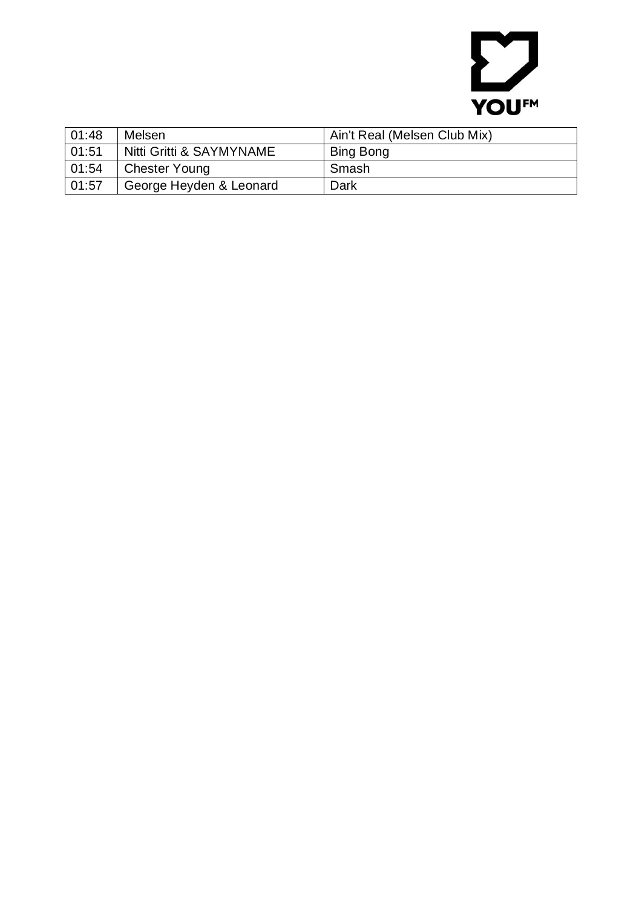| | | |
|---|---|---|
| 01:48 | Melsen | Ain't Real (Melsen Club Mix) |
| 01:51 | Nitti Gritti & SAYMYNAME | Bing Bong |
| 01:54 | Chester Young | Smash |
| 01:57 | George Heyden & Leonard | Dark |